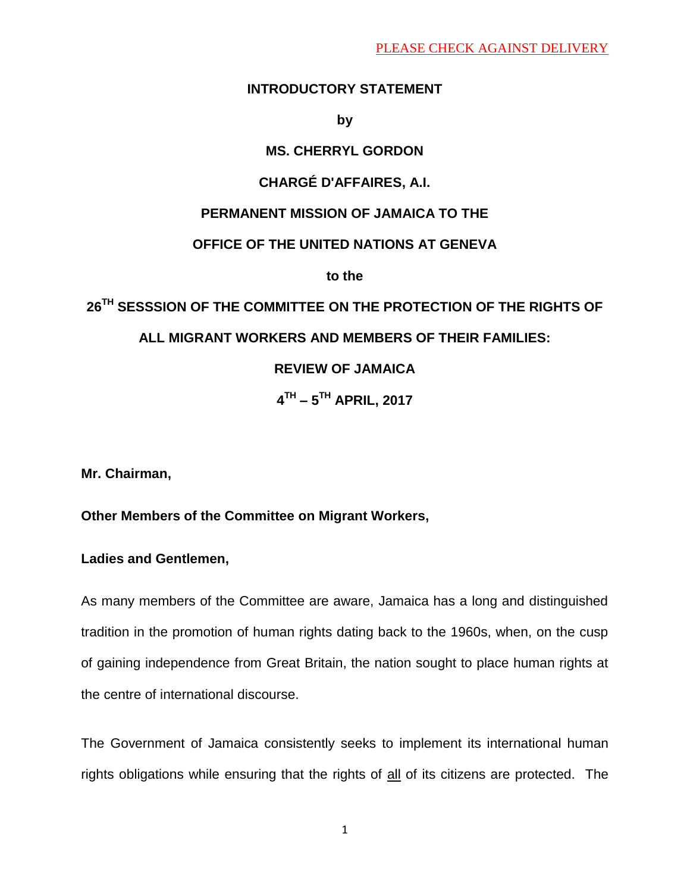PLEASE CHECK AGAINST DELIVERY

**INTRODUCTORY STATEMENT**

**by**

**MS. CHERRYL GORDON**

**CHARGÉ D'AFFAIRES, A.I.**

**PERMANENT MISSION OF JAMAICA TO THE**

**OFFICE OF THE UNITED NATIONS AT GENEVA**

**to the**

**26TH SESSSION OF THE COMMITTEE ON THE PROTECTION OF THE RIGHTS OF ALL MIGRANT WORKERS AND MEMBERS OF THEIR FAMILIES:**

**REVIEW OF JAMAICA**

**4TH – 5TH APRIL, 2017**

**Mr. Chairman,**

**Other Members of the Committee on Migrant Workers,**

**Ladies and Gentlemen,**

As many members of the Committee are aware, Jamaica has a long and distinguished tradition in the promotion of human rights dating back to the 1960s, when, on the cusp of gaining independence from Great Britain, the nation sought to place human rights at the centre of international discourse.

The Government of Jamaica consistently seeks to implement its international human rights obligations while ensuring that the rights of all of its citizens are protected. The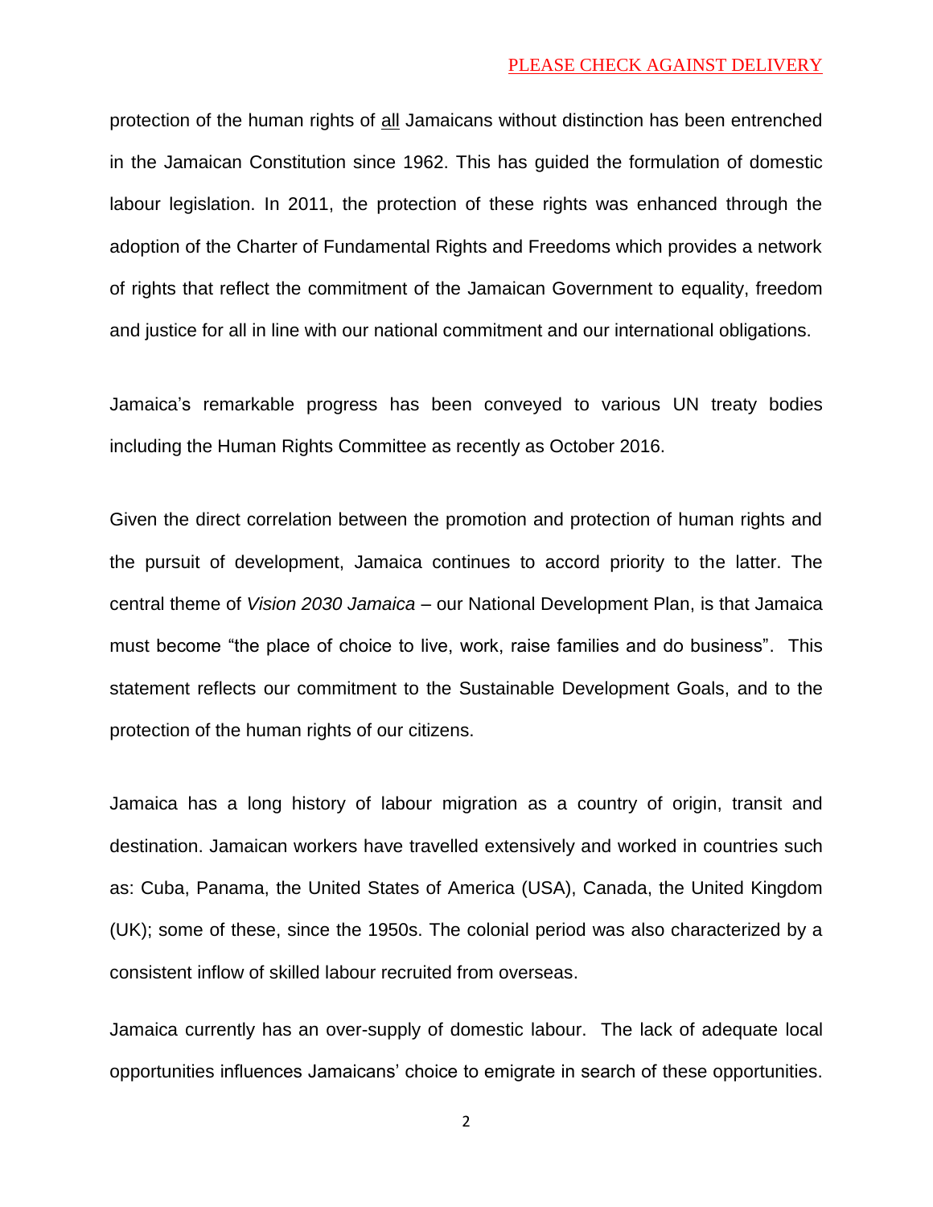protection of the human rights of <u>all</u> Jamaicans without distinction has been entrenched in the Jamaican Constitution since 1962. This has guided the formulation of domestic labour legislation. In 2011, the protection of these rights was enhanced through the adoption of the Charter of Fundamental Rights and Freedoms which provides a network of rights that reflect the commitment of the Jamaican Government to equality, freedom and justice for all in line with our national commitment and our international obligations.

Jamaica's remarkable progress has been conveyed to various UN treaty bodies including the Human Rights Committee as recently as October 2016.

Given the direct correlation between the promotion and protection of human rights and the pursuit of development, Jamaica continues to accord priority to the latter. The central theme of *Vision 2030 Jamaica* – our National Development Plan, is that Jamaica must become "the place of choice to live, work, raise families and do business". This statement reflects our commitment to the Sustainable Development Goals, and to the protection of the human rights of our citizens.

Jamaica has a long history of labour migration as a country of origin, transit and destination. Jamaican workers have travelled extensively and worked in countries such as: Cuba, Panama, the United States of America (USA), Canada, the United Kingdom (UK); some of these, since the 1950s. The colonial period was also characterized by a consistent inflow of skilled labour recruited from overseas.

Jamaica currently has an over-supply of domestic labour. The lack of adequate local opportunities influences Jamaicans' choice to emigrate in search of these opportunities.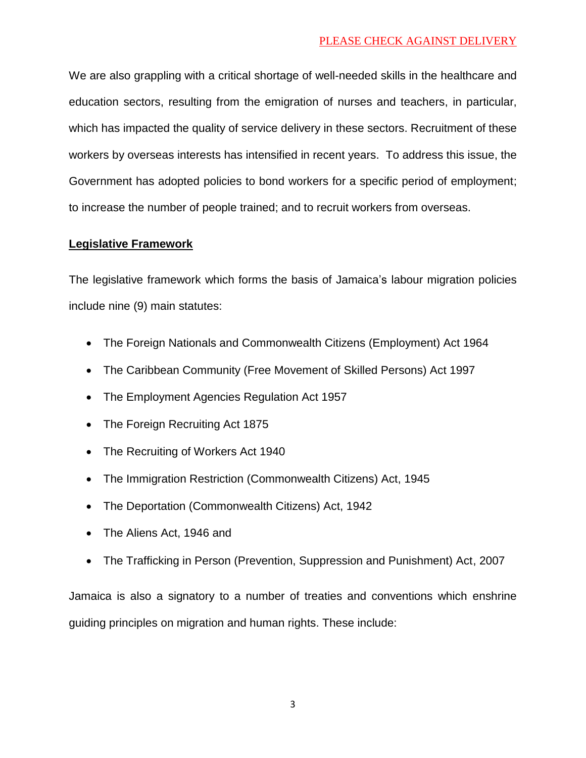We are also grappling with a critical shortage of well-needed skills in the healthcare and education sectors, resulting from the emigration of nurses and teachers, in particular, which has impacted the quality of service delivery in these sectors. Recruitment of these workers by overseas interests has intensified in recent years. To address this issue, the Government has adopted policies to bond workers for a specific period of employment; to increase the number of people trained; and to recruit workers from overseas.

**Legislative Framework**

The legislative framework which forms the basis of Jamaica's labour migration policies include nine (9) main statutes:

- The Foreign Nationals and Commonwealth Citizens (Employment) Act 1964
- The Caribbean Community (Free Movement of Skilled Persons) Act 1997
- The Employment Agencies Regulation Act 1957
- The Foreign Recruiting Act 1875
- The Recruiting of Workers Act 1940
- The Immigration Restriction (Commonwealth Citizens) Act, 1945
- The Deportation (Commonwealth Citizens) Act, 1942
- The Aliens Act, 1946 and
- The Trafficking in Person (Prevention, Suppression and Punishment) Act, 2007

Jamaica is also a signatory to a number of treaties and conventions which enshrine guiding principles on migration and human rights. These include: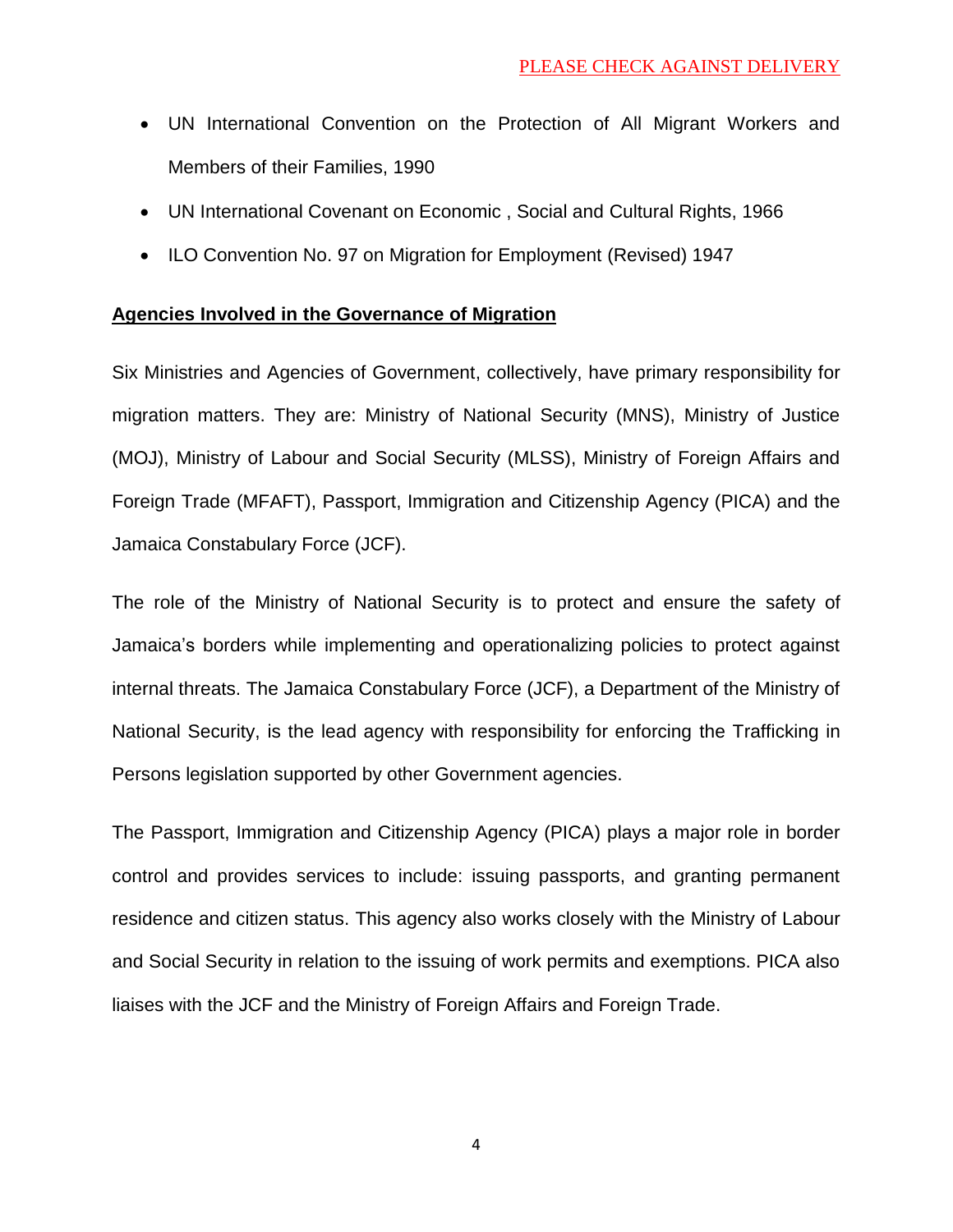- UN International Convention on the Protection of All Migrant Workers and Members of their Families, 1990
- UN International Covenant on Economic , Social and Cultural Rights, 1966
- ILO Convention No. 97 on Migration for Employment (Revised) 1947

## Agencies Involved in the Governance of Migration

Six Ministries and Agencies of Government, collectively, have primary responsibility for migration matters. They are: Ministry of National Security (MNS), Ministry of Justice (MOJ), Ministry of Labour and Social Security (MLSS), Ministry of Foreign Affairs and Foreign Trade (MFAFT), Passport, Immigration and Citizenship Agency (PICA) and the Jamaica Constabulary Force (JCF).

The role of the Ministry of National Security is to protect and ensure the safety of Jamaica's borders while implementing and operationalizing policies to protect against internal threats. The Jamaica Constabulary Force (JCF), a Department of the Ministry of National Security, is the lead agency with responsibility for enforcing the Trafficking in Persons legislation supported by other Government agencies.

The Passport, Immigration and Citizenship Agency (PICA) plays a major role in border control and provides services to include: issuing passports, and granting permanent residence and citizen status. This agency also works closely with the Ministry of Labour and Social Security in relation to the issuing of work permits and exemptions. PICA also liaises with the JCF and the Ministry of Foreign Affairs and Foreign Trade.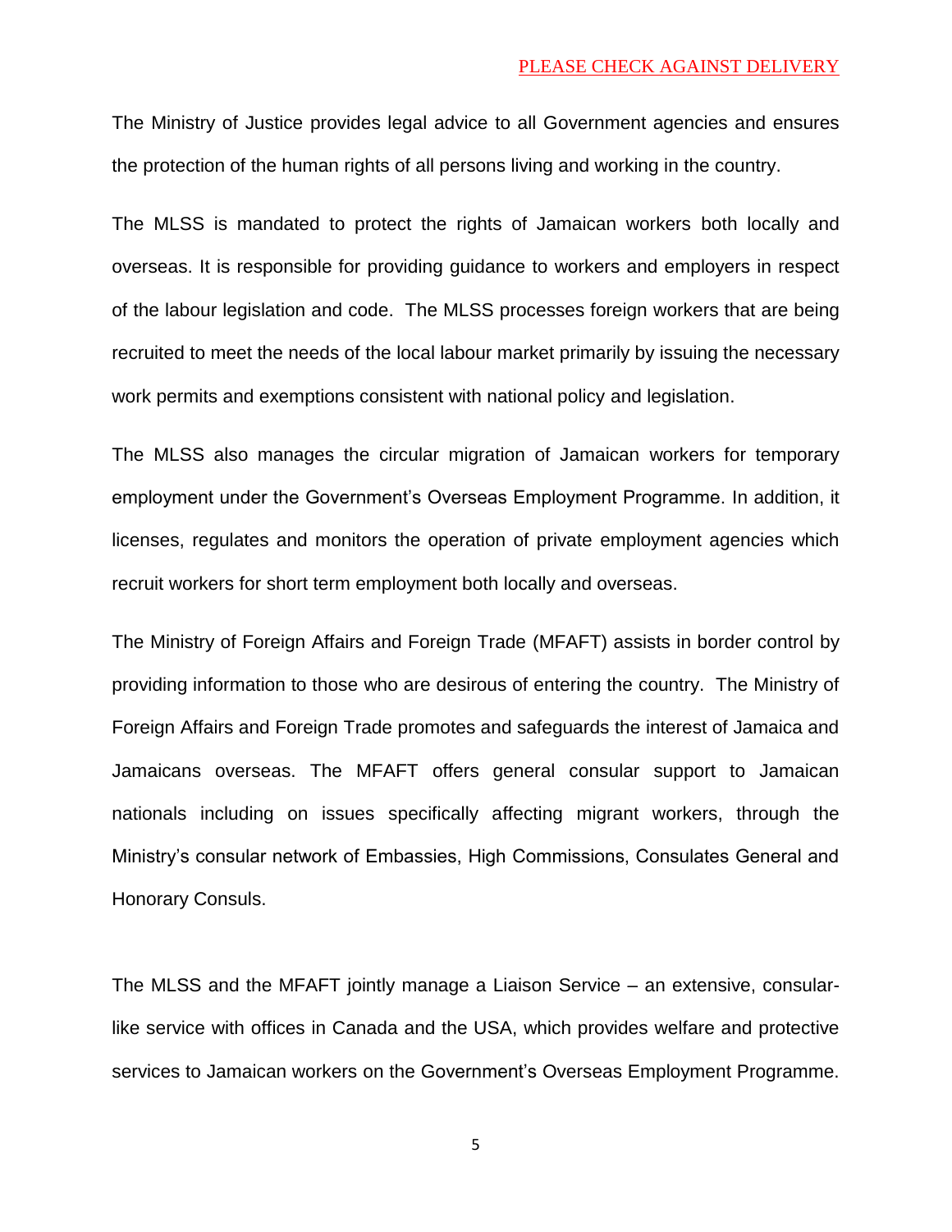The Ministry of Justice provides legal advice to all Government agencies and ensures the protection of the human rights of all persons living and working in the country.

The MLSS is mandated to protect the rights of Jamaican workers both locally and overseas. It is responsible for providing guidance to workers and employers in respect of the labour legislation and code. The MLSS processes foreign workers that are being recruited to meet the needs of the local labour market primarily by issuing the necessary work permits and exemptions consistent with national policy and legislation.

The MLSS also manages the circular migration of Jamaican workers for temporary employment under the Government's Overseas Employment Programme. In addition, it licenses, regulates and monitors the operation of private employment agencies which recruit workers for short term employment both locally and overseas.

The Ministry of Foreign Affairs and Foreign Trade (MFAFT) assists in border control by providing information to those who are desirous of entering the country. The Ministry of Foreign Affairs and Foreign Trade promotes and safeguards the interest of Jamaica and Jamaicans overseas. The MFAFT offers general consular support to Jamaican nationals including on issues specifically affecting migrant workers, through the Ministry's consular network of Embassies, High Commissions, Consulates General and Honorary Consuls.

The MLSS and the MFAFT jointly manage a Liaison Service – an extensive, consular-like service with offices in Canada and the USA, which provides welfare and protective services to Jamaican workers on the Government's Overseas Employment Programme.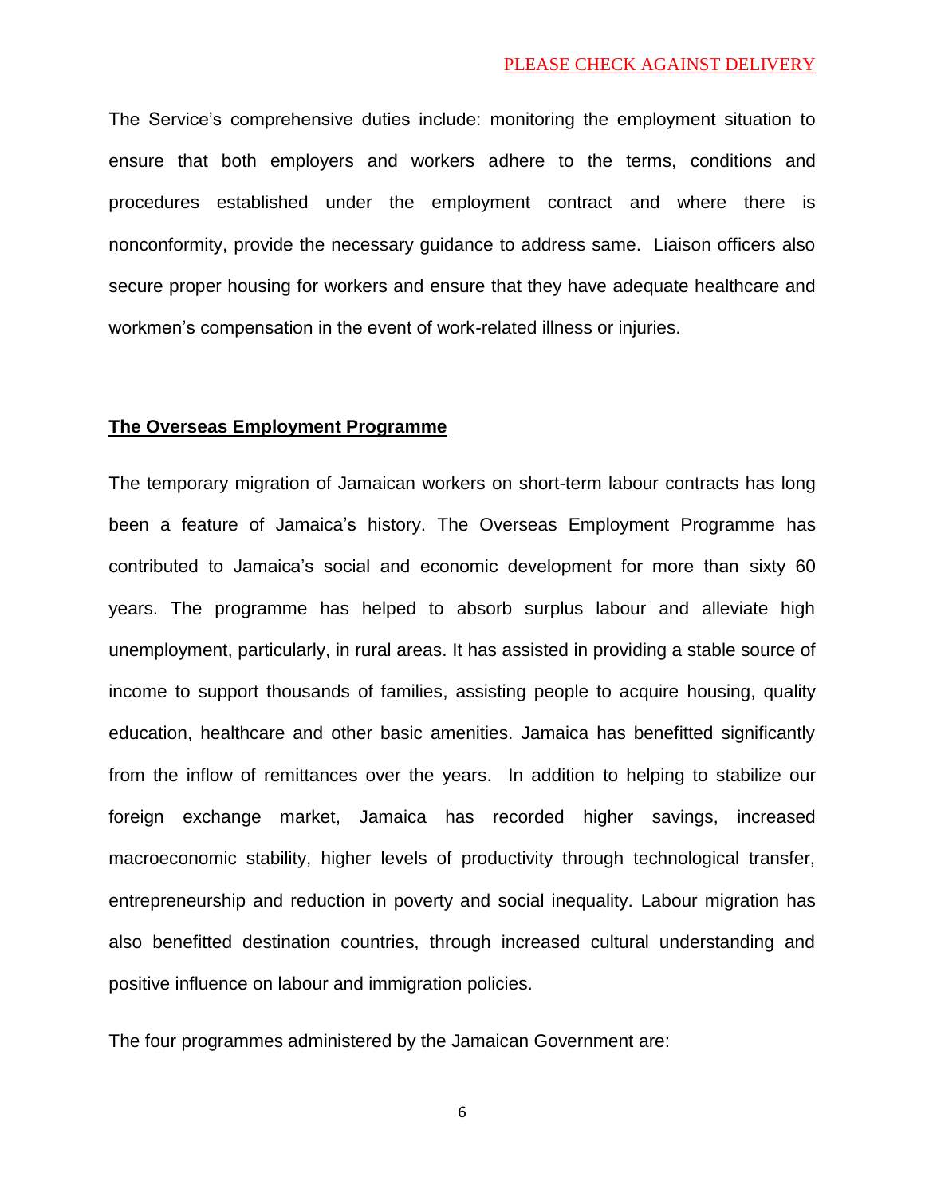The Service's comprehensive duties include: monitoring the employment situation to ensure that both employers and workers adhere to the terms, conditions and procedures established under the employment contract and where there is nonconformity, provide the necessary guidance to address same. Liaison officers also secure proper housing for workers and ensure that they have adequate healthcare and workmen's compensation in the event of work-related illness or injuries.

**The Overseas Employment Programme**

The temporary migration of Jamaican workers on short-term labour contracts has long been a feature of Jamaica's history. The Overseas Employment Programme has contributed to Jamaica's social and economic development for more than sixty 60 years. The programme has helped to absorb surplus labour and alleviate high unemployment, particularly, in rural areas. It has assisted in providing a stable source of income to support thousands of families, assisting people to acquire housing, quality education, healthcare and other basic amenities. Jamaica has benefitted significantly from the inflow of remittances over the years. In addition to helping to stabilize our foreign exchange market, Jamaica has recorded higher savings, increased macroeconomic stability, higher levels of productivity through technological transfer, entrepreneurship and reduction in poverty and social inequality. Labour migration has also benefitted destination countries, through increased cultural understanding and positive influence on labour and immigration policies.

The four programmes administered by the Jamaican Government are: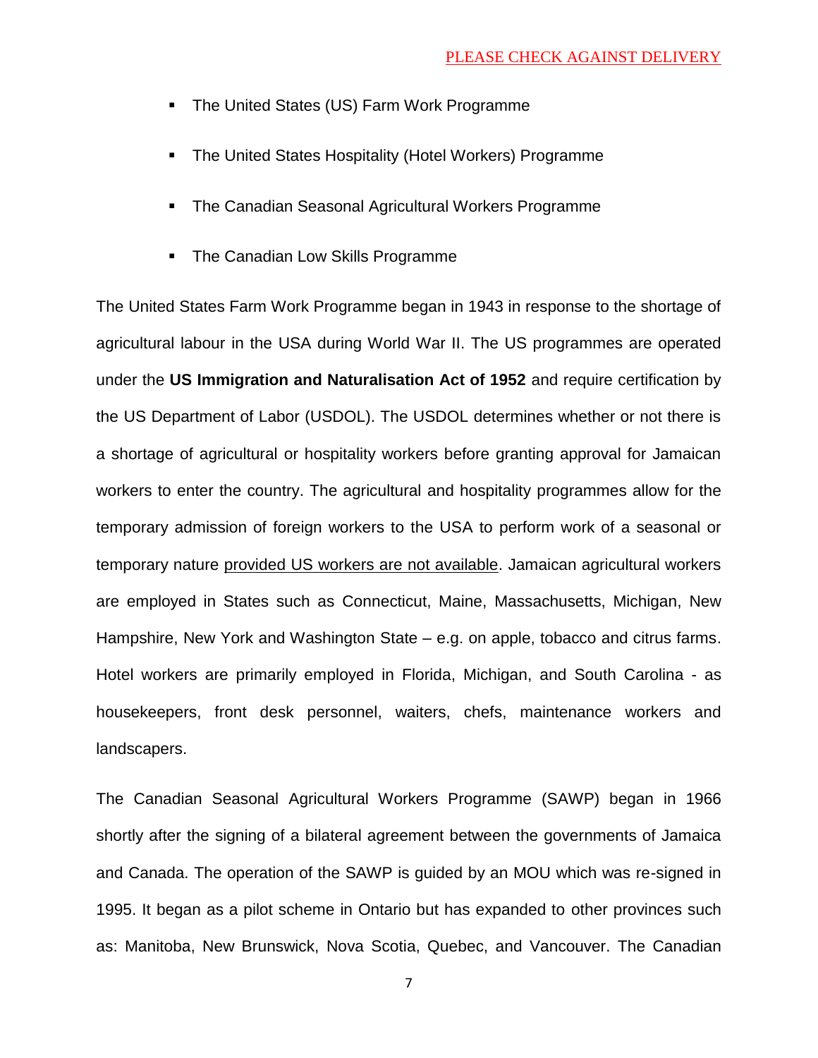- The United States (US) Farm Work Programme
- The United States Hospitality (Hotel Workers) Programme
- The Canadian Seasonal Agricultural Workers Programme
- The Canadian Low Skills Programme

The United States Farm Work Programme began in 1943 in response to the shortage of agricultural labour in the USA during World War II. The US programmes are operated under the **US Immigration and Naturalisation Act of 1952** and require certification by the US Department of Labor (USDOL). The USDOL determines whether or not there is a shortage of agricultural or hospitality workers before granting approval for Jamaican workers to enter the country. The agricultural and hospitality programmes allow for the temporary admission of foreign workers to the USA to perform work of a seasonal or temporary nature <u>provided US workers are not available</u>. Jamaican agricultural workers are employed in States such as Connecticut, Maine, Massachusetts, Michigan, New Hampshire, New York and Washington State – e.g. on apple, tobacco and citrus farms. Hotel workers are primarily employed in Florida, Michigan, and South Carolina - as housekeepers, front desk personnel, waiters, chefs, maintenance workers and landscapers.

The Canadian Seasonal Agricultural Workers Programme (SAWP) began in 1966 shortly after the signing of a bilateral agreement between the governments of Jamaica and Canada. The operation of the SAWP is guided by an MOU which was re-signed in 1995. It began as a pilot scheme in Ontario but has expanded to other provinces such as: Manitoba, New Brunswick, Nova Scotia, Quebec, and Vancouver. The Canadian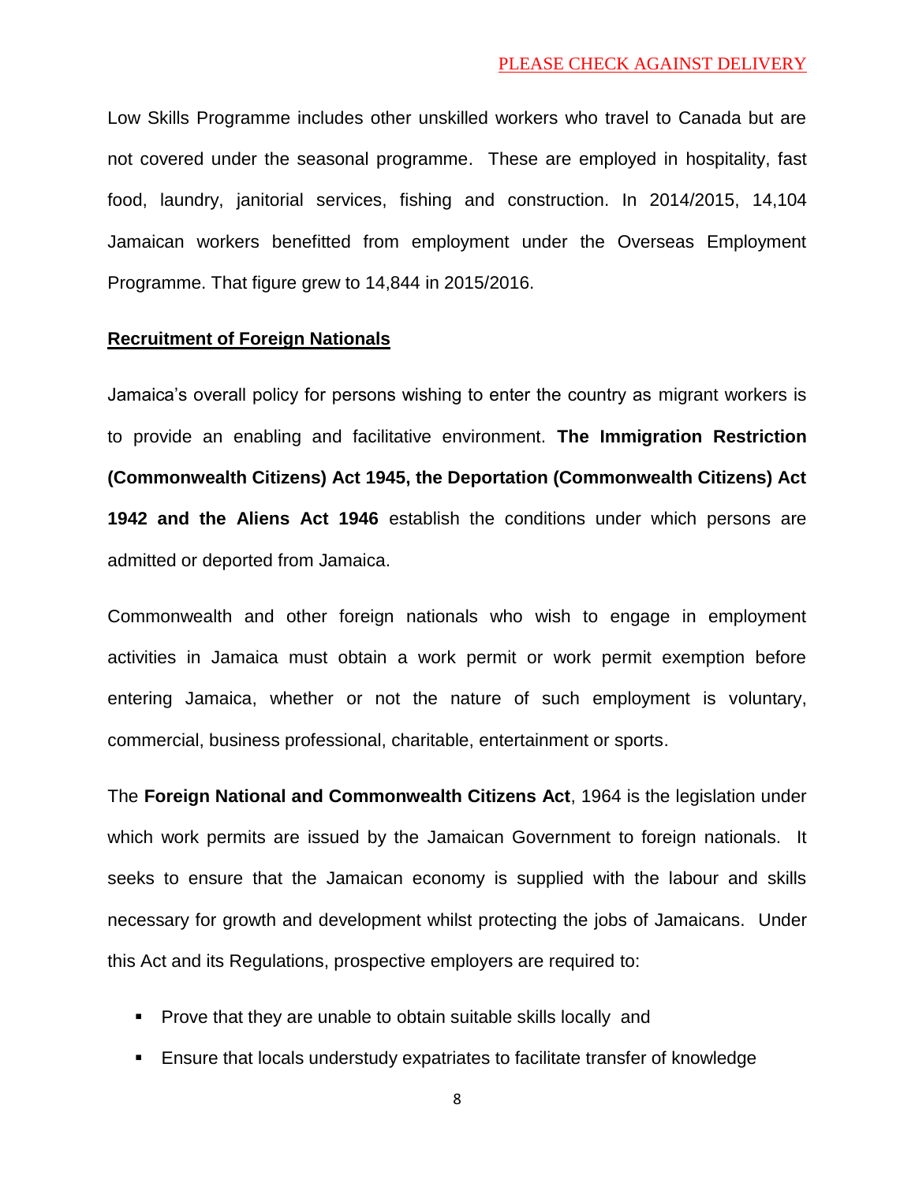Low Skills Programme includes other unskilled workers who travel to Canada but are not covered under the seasonal programme. These are employed in hospitality, fast food, laundry, janitorial services, fishing and construction. In 2014/2015, 14,104 Jamaican workers benefitted from employment under the Overseas Employment Programme. That figure grew to 14,844 in 2015/2016.

## **Recruitment of Foreign Nationals**

Jamaica's overall policy for persons wishing to enter the country as migrant workers is to provide an enabling and facilitative environment. **The Immigration Restriction (Commonwealth Citizens) Act 1945, the Deportation (Commonwealth Citizens) Act 1942 and the Aliens Act 1946** establish the conditions under which persons are admitted or deported from Jamaica.

Commonwealth and other foreign nationals who wish to engage in employment activities in Jamaica must obtain a work permit or work permit exemption before entering Jamaica, whether or not the nature of such employment is voluntary, commercial, business professional, charitable, entertainment or sports.

The **Foreign National and Commonwealth Citizens Act**, 1964 is the legislation under which work permits are issued by the Jamaican Government to foreign nationals. It seeks to ensure that the Jamaican economy is supplied with the labour and skills necessary for growth and development whilst protecting the jobs of Jamaicans. Under this Act and its Regulations, prospective employers are required to:

- Prove that they are unable to obtain suitable skills locally and
- Ensure that locals understudy expatriates to facilitate transfer of knowledge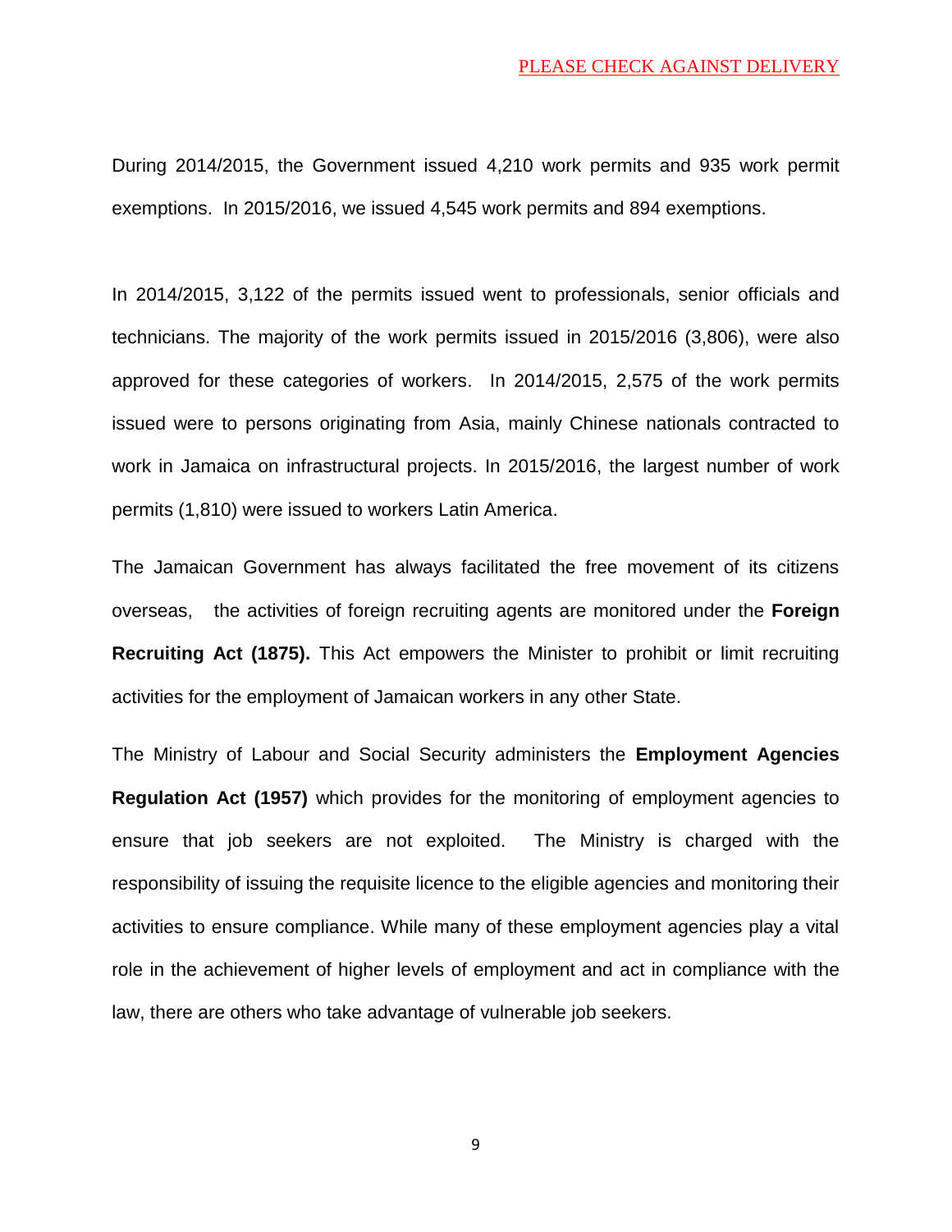During 2014/2015, the Government issued 4,210 work permits and 935 work permit exemptions. In 2015/2016, we issued 4,545 work permits and 894 exemptions.

In 2014/2015, 3,122 of the permits issued went to professionals, senior officials and technicians. The majority of the work permits issued in 2015/2016 (3,806), were also approved for these categories of workers. In 2014/2015, 2,575 of the work permits issued were to persons originating from Asia, mainly Chinese nationals contracted to work in Jamaica on infrastructural projects. In 2015/2016, the largest number of work permits (1,810) were issued to workers Latin America.

The Jamaican Government has always facilitated the free movement of its citizens overseas, the activities of foreign recruiting agents are monitored under the **Foreign Recruiting Act (1875).** This Act empowers the Minister to prohibit or limit recruiting activities for the employment of Jamaican workers in any other State.

The Ministry of Labour and Social Security administers the **Employment Agencies Regulation Act (1957)** which provides for the monitoring of employment agencies to ensure that job seekers are not exploited. The Ministry is charged with the responsibility of issuing the requisite licence to the eligible agencies and monitoring their activities to ensure compliance. While many of these employment agencies play a vital role in the achievement of higher levels of employment and act in compliance with the law, there are others who take advantage of vulnerable job seekers.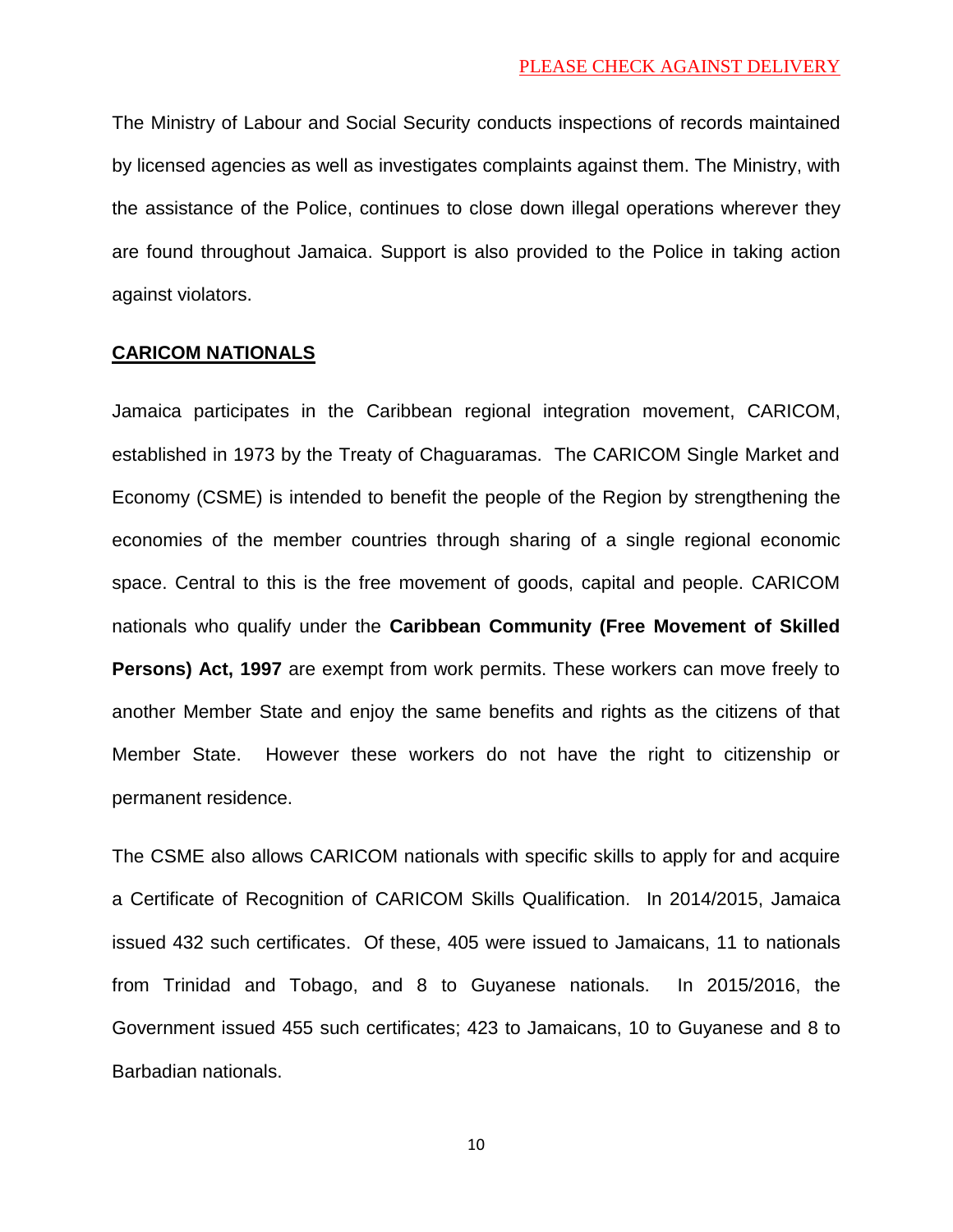The Ministry of Labour and Social Security conducts inspections of records maintained by licensed agencies as well as investigates complaints against them. The Ministry, with the assistance of the Police, continues to close down illegal operations wherever they are found throughout Jamaica. Support is also provided to the Police in taking action against violators.

## CARICOM NATIONALS

Jamaica participates in the Caribbean regional integration movement, CARICOM, established in 1973 by the Treaty of Chaguaramas. The CARICOM Single Market and Economy (CSME) is intended to benefit the people of the Region by strengthening the economies of the member countries through sharing of a single regional economic space. Central to this is the free movement of goods, capital and people. CARICOM nationals who qualify under the **Caribbean Community (Free Movement of Skilled Persons) Act, 1997** are exempt from work permits. These workers can move freely to another Member State and enjoy the same benefits and rights as the citizens of that Member State. However these workers do not have the right to citizenship or permanent residence.

The CSME also allows CARICOM nationals with specific skills to apply for and acquire a Certificate of Recognition of CARICOM Skills Qualification. In 2014/2015, Jamaica issued 432 such certificates. Of these, 405 were issued to Jamaicans, 11 to nationals from Trinidad and Tobago, and 8 to Guyanese nationals. In 2015/2016, the Government issued 455 such certificates; 423 to Jamaicans, 10 to Guyanese and 8 to Barbadian nationals.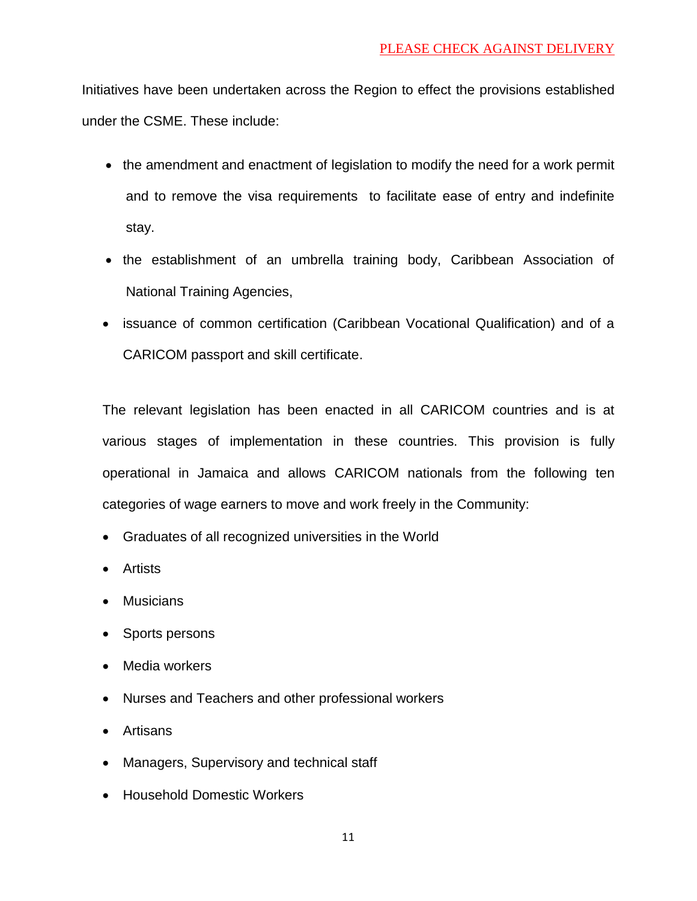Initiatives have been undertaken across the Region to effect the provisions established under the CSME. These include:

- the amendment and enactment of legislation to modify the need for a work permit and to remove the visa requirements to facilitate ease of entry and indefinite stay.
- the establishment of an umbrella training body, Caribbean Association of National Training Agencies,
- issuance of common certification (Caribbean Vocational Qualification) and of a CARICOM passport and skill certificate.

The relevant legislation has been enacted in all CARICOM countries and is at various stages of implementation in these countries. This provision is fully operational in Jamaica and allows CARICOM nationals from the following ten categories of wage earners to move and work freely in the Community:

- Graduates of all recognized universities in the World
- Artists
- Musicians
- Sports persons
- Media workers
- Nurses and Teachers and other professional workers
- Artisans
- Managers, Supervisory and technical staff
- Household Domestic Workers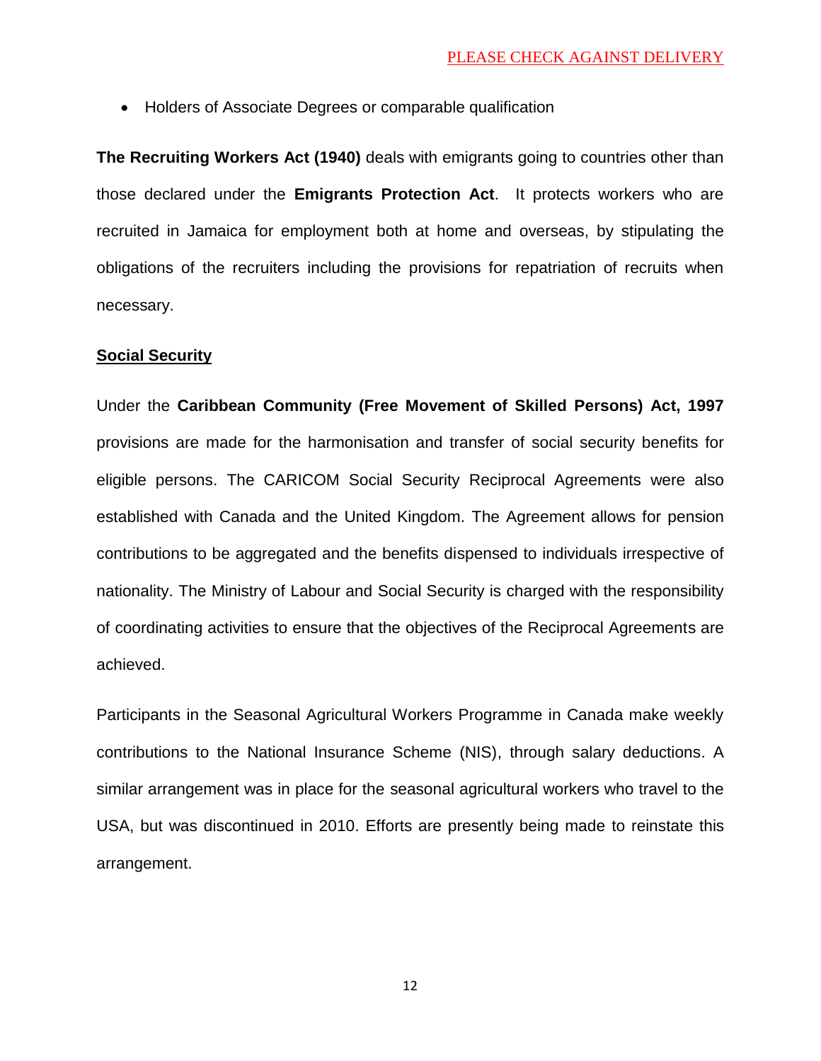- Holders of Associate Degrees or comparable qualification

**The Recruiting Workers Act (1940)** deals with emigrants going to countries other than those declared under the **Emigrants Protection Act**. It protects workers who are recruited in Jamaica for employment both at home and overseas, by stipulating the obligations of the recruiters including the provisions for repatriation of recruits when necessary.

**Social Security**

Under the **Caribbean Community (Free Movement of Skilled Persons) Act, 1997** provisions are made for the harmonisation and transfer of social security benefits for eligible persons. The CARICOM Social Security Reciprocal Agreements were also established with Canada and the United Kingdom. The Agreement allows for pension contributions to be aggregated and the benefits dispensed to individuals irrespective of nationality. The Ministry of Labour and Social Security is charged with the responsibility of coordinating activities to ensure that the objectives of the Reciprocal Agreements are achieved.

Participants in the Seasonal Agricultural Workers Programme in Canada make weekly contributions to the National Insurance Scheme (NIS), through salary deductions. A similar arrangement was in place for the seasonal agricultural workers who travel to the USA, but was discontinued in 2010. Efforts are presently being made to reinstate this arrangement.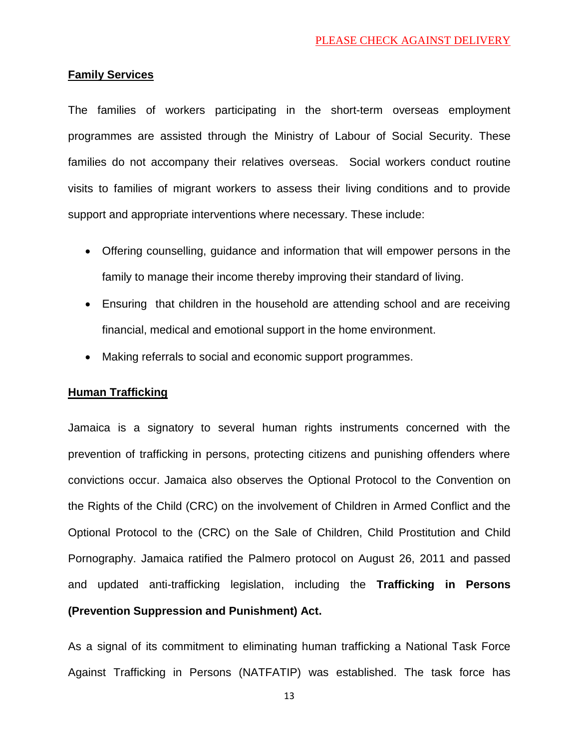PLEASE CHECK AGAINST DELIVERY

**Family Services**

The families of workers participating in the short-term overseas employment programmes are assisted through the Ministry of Labour of Social Security. These families do not accompany their relatives overseas. Social workers conduct routine visits to families of migrant workers to assess their living conditions and to provide support and appropriate interventions where necessary. These include:

- Offering counselling, guidance and information that will empower persons in the family to manage their income thereby improving their standard of living.
- Ensuring that children in the household are attending school and are receiving financial, medical and emotional support in the home environment.
- Making referrals to social and economic support programmes.

**Human Trafficking**

Jamaica is a signatory to several human rights instruments concerned with the prevention of trafficking in persons, protecting citizens and punishing offenders where convictions occur. Jamaica also observes the Optional Protocol to the Convention on the Rights of the Child (CRC) on the involvement of Children in Armed Conflict and the Optional Protocol to the (CRC) on the Sale of Children, Child Prostitution and Child Pornography. Jamaica ratified the Palmero protocol on August 26, 2011 and passed and updated anti-trafficking legislation, including the **Trafficking in Persons (Prevention Suppression and Punishment) Act.**

As a signal of its commitment to eliminating human trafficking a National Task Force Against Trafficking in Persons (NATFATIP) was established. The task force has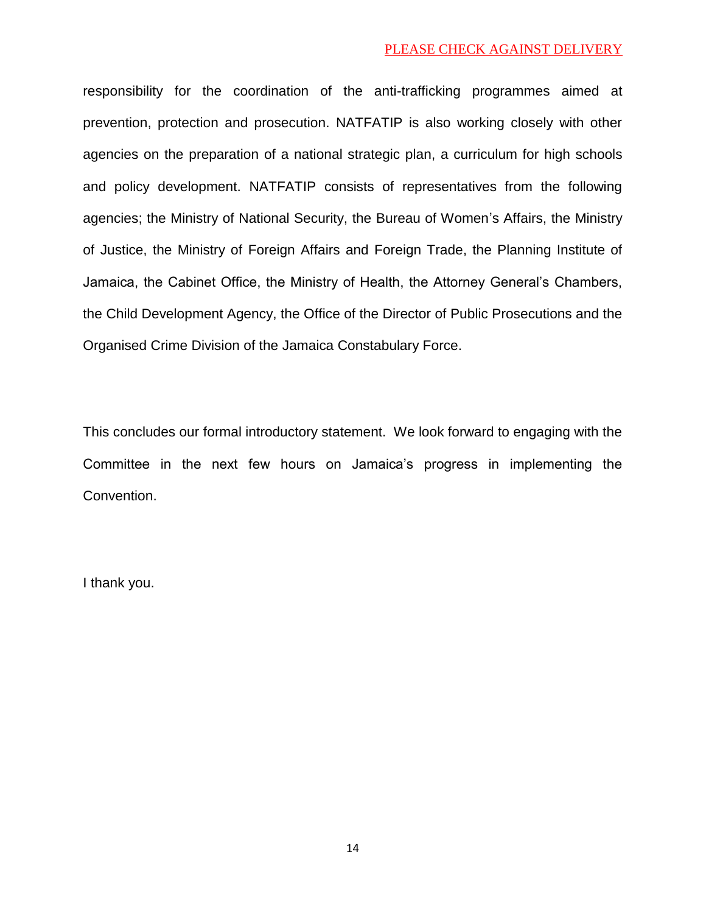responsibility for the coordination of the anti-trafficking programmes aimed at prevention, protection and prosecution. NATFATIP is also working closely with other agencies on the preparation of a national strategic plan, a curriculum for high schools and policy development. NATFATIP consists of representatives from the following agencies; the Ministry of National Security, the Bureau of Women's Affairs, the Ministry of Justice, the Ministry of Foreign Affairs and Foreign Trade, the Planning Institute of Jamaica, the Cabinet Office, the Ministry of Health, the Attorney General's Chambers, the Child Development Agency, the Office of the Director of Public Prosecutions and the Organised Crime Division of the Jamaica Constabulary Force.

This concludes our formal introductory statement. We look forward to engaging with the Committee in the next few hours on Jamaica's progress in implementing the Convention.

I thank you.